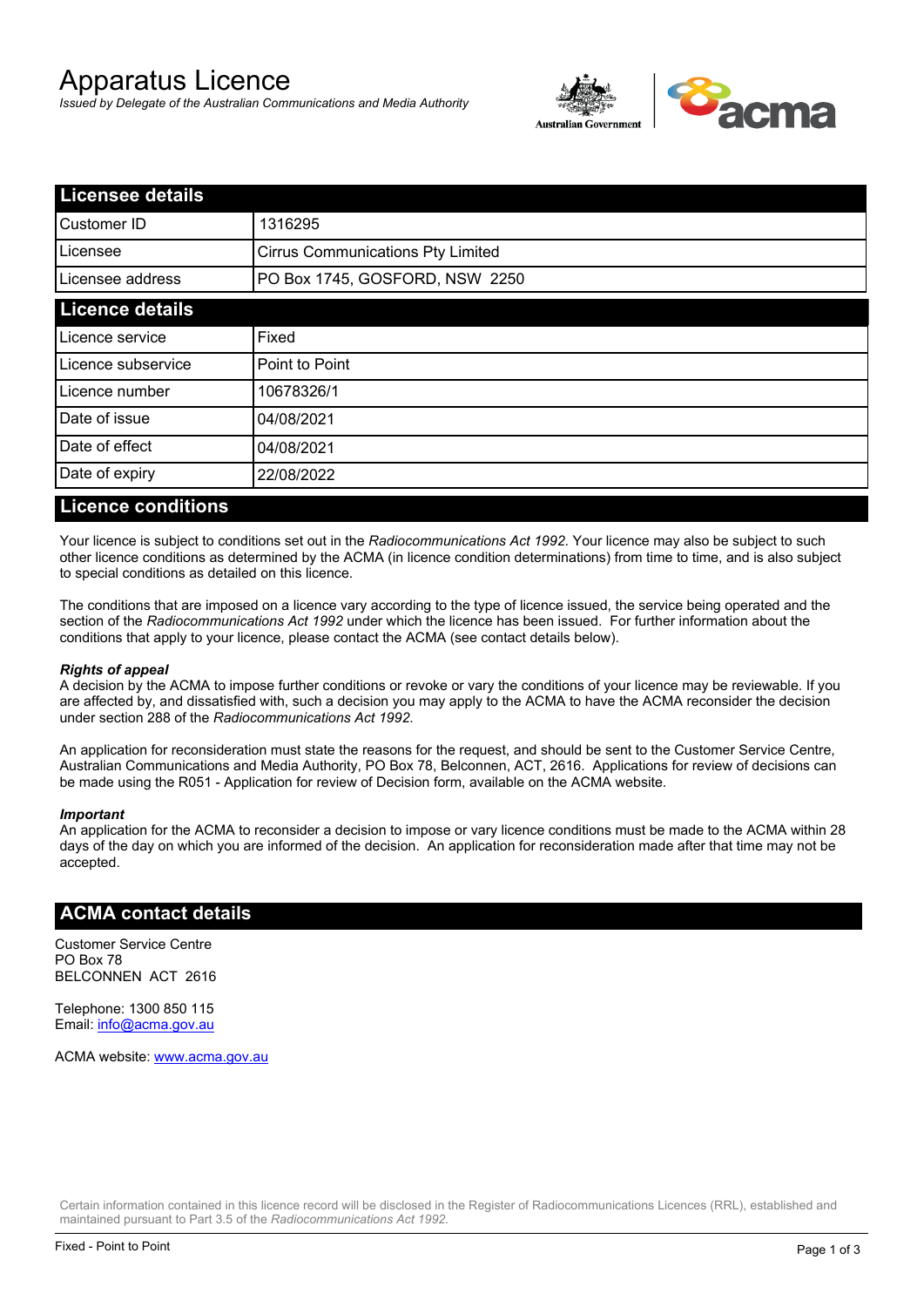# Apparatus Licence

*Issued by Delegate of the Australian Communications and Media Authority*

## Licensee details

| | |
|---|---|
| Customer ID | 1316295 |
| Licensee | Cirrus Communications Pty Limited |
| Licensee address | PO Box 1745, GOSFORD, NSW 2250 |

## Licence details

| | |
|---|---|
| Licence service | Fixed |
| Licence subservice | Point to Point |
| Licence number | 10678326/1 |
| Date of issue | 04/08/2021 |
| Date of effect | 04/08/2021 |
| Date of expiry | 22/08/2022 |

## Licence conditions

Your licence is subject to conditions set out in the *Radiocommunications Act 1992*. Your licence may also be subject to such other licence conditions as determined by the ACMA (in licence condition determinations) from time to time, and is also subject to special conditions as detailed on this licence.

The conditions that are imposed on a licence vary according to the type of licence issued, the service being operated and the section of the *Radiocommunications Act 1992* under which the licence has been issued. For further information about the conditions that apply to your licence, please contact the ACMA (see contact details below).

***Rights of appeal***

A decision by the ACMA to impose further conditions or revoke or vary the conditions of your licence may be reviewable. If you are affected by, and dissatisfied with, such a decision you may apply to the ACMA to have the ACMA reconsider the decision under section 288 of the *Radiocommunications Act 1992*.

An application for reconsideration must state the reasons for the request, and should be sent to the Customer Service Centre, Australian Communications and Media Authority, PO Box 78, Belconnen, ACT, 2616. Applications for review of decisions can be made using the R051 - Application for review of Decision form, available on the ACMA website.

***Important***

An application for the ACMA to reconsider a decision to impose or vary licence conditions must be made to the ACMA within 28 days of the day on which you are informed of the decision. An application for reconsideration made after that time may not be accepted.

## ACMA contact details

Customer Service Centre
PO Box 78
BELCONNEN ACT 2616

Telephone: 1300 850 115
Email: info@acma.gov.au

ACMA website: www.acma.gov.au

Certain information contained in this licence record will be disclosed in the Register of Radiocommunications Licences (RRL), established and maintained pursuant to Part 3.5 of the *Radiocommunications Act 1992.*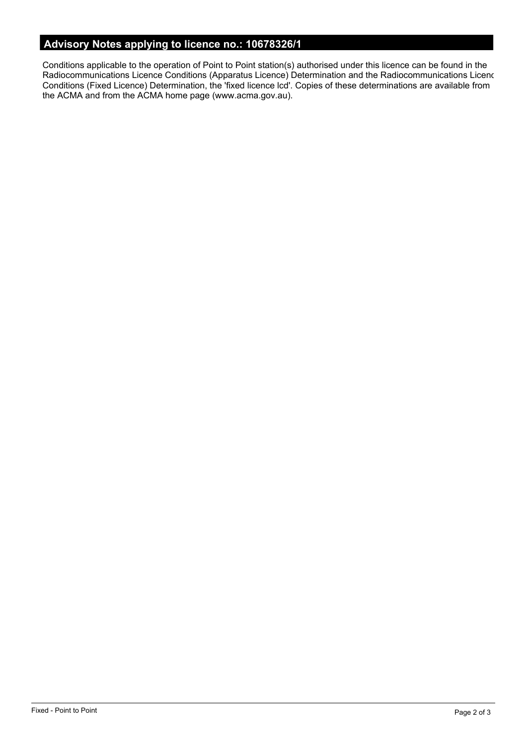## Advisory Notes applying to licence no.: 10678326/1

Conditions applicable to the operation of Point to Point station(s) authorised under this licence can be found in the Radiocommunications Licence Conditions (Apparatus Licence) Determination and the Radiocommunications Licenc Conditions (Fixed Licence) Determination, the 'fixed licence lcd'. Copies of these determinations are available from the ACMA and from the ACMA home page (www.acma.gov.au).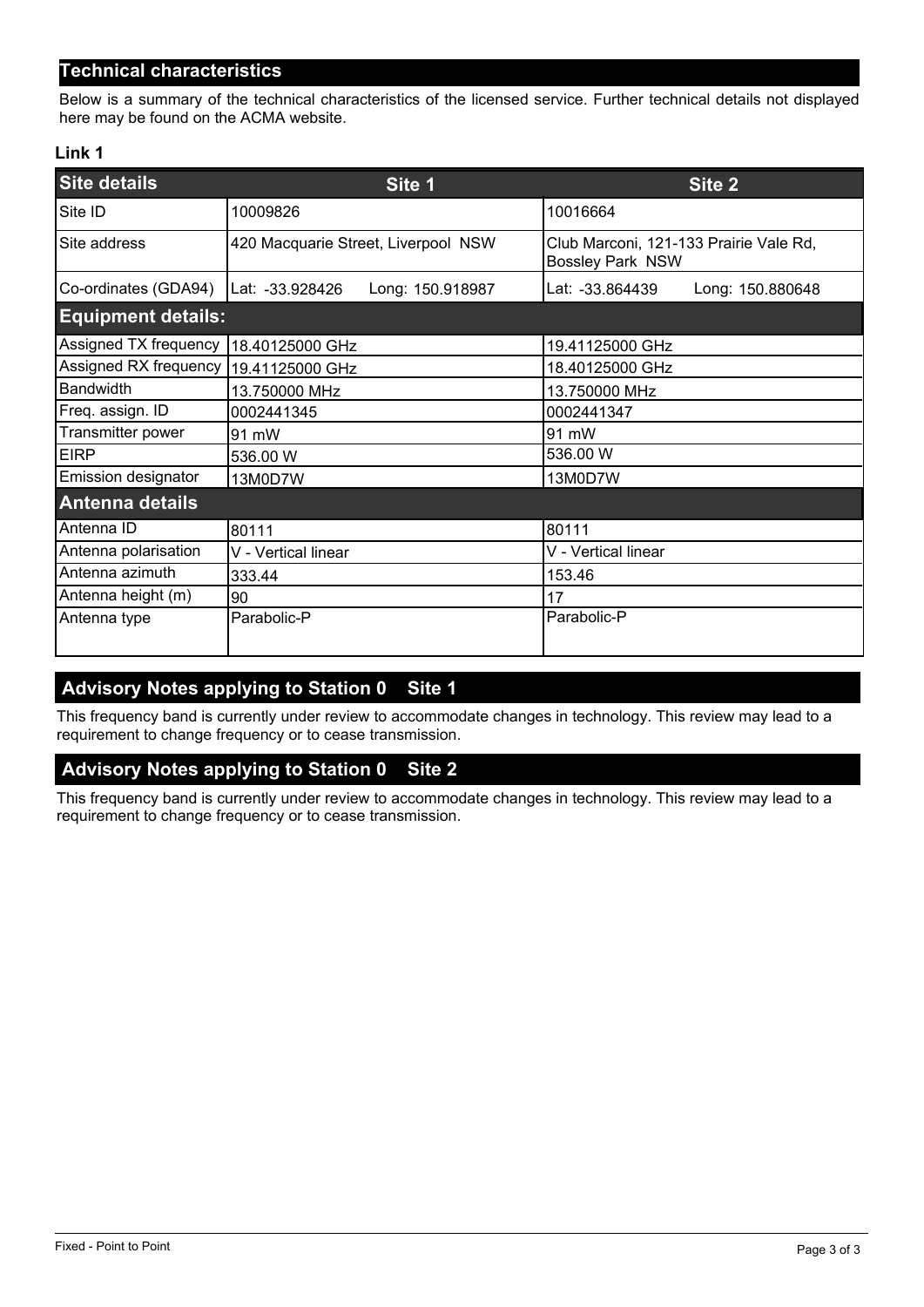## Technical characteristics

Below is a summary of the technical characteristics of the licensed service. Further technical details not displayed here may be found on the ACMA website.

**Link 1**

| Site details | Site 1 | Site 2 |
|---|---|---|
| Site ID | 10009826 | 10016664 |
| Site address | 420 Macquarie Street, Liverpool NSW | Club Marconi, 121-133 Prairie Vale Rd, Bossley Park NSW |
| Co-ordinates (GDA94) | Lat: -33.928426 Long: 150.918987 | Lat: -33.864439 Long: 150.880648 |
| **Equipment details:** | | |
| Assigned TX frequency | 18.40125000 GHz | 19.41125000 GHz |
| Assigned RX frequency | 19.41125000 GHz | 18.40125000 GHz |
| Bandwidth | 13.750000 MHz | 13.750000 MHz |
| Freq. assign. ID | 0002441345 | 0002441347 |
| Transmitter power | 91 mW | 91 mW |
| EIRP | 536.00 W | 536.00 W |
| Emission designator | 13M0D7W | 13M0D7W |
| **Antenna details** | | |
| Antenna ID | 80111 | 80111 |
| Antenna polarisation | V - Vertical linear | V - Vertical linear |
| Antenna azimuth | 333.44 | 153.46 |
| Antenna height (m) | 90 | 17 |
| Antenna type | Parabolic-P | Parabolic-P |

## Advisory Notes applying to Station 0 Site 1

This frequency band is currently under review to accommodate changes in technology. This review may lead to a requirement to change frequency or to cease transmission.

## Advisory Notes applying to Station 0 Site 2

This frequency band is currently under review to accommodate changes in technology. This review may lead to a requirement to change frequency or to cease transmission.